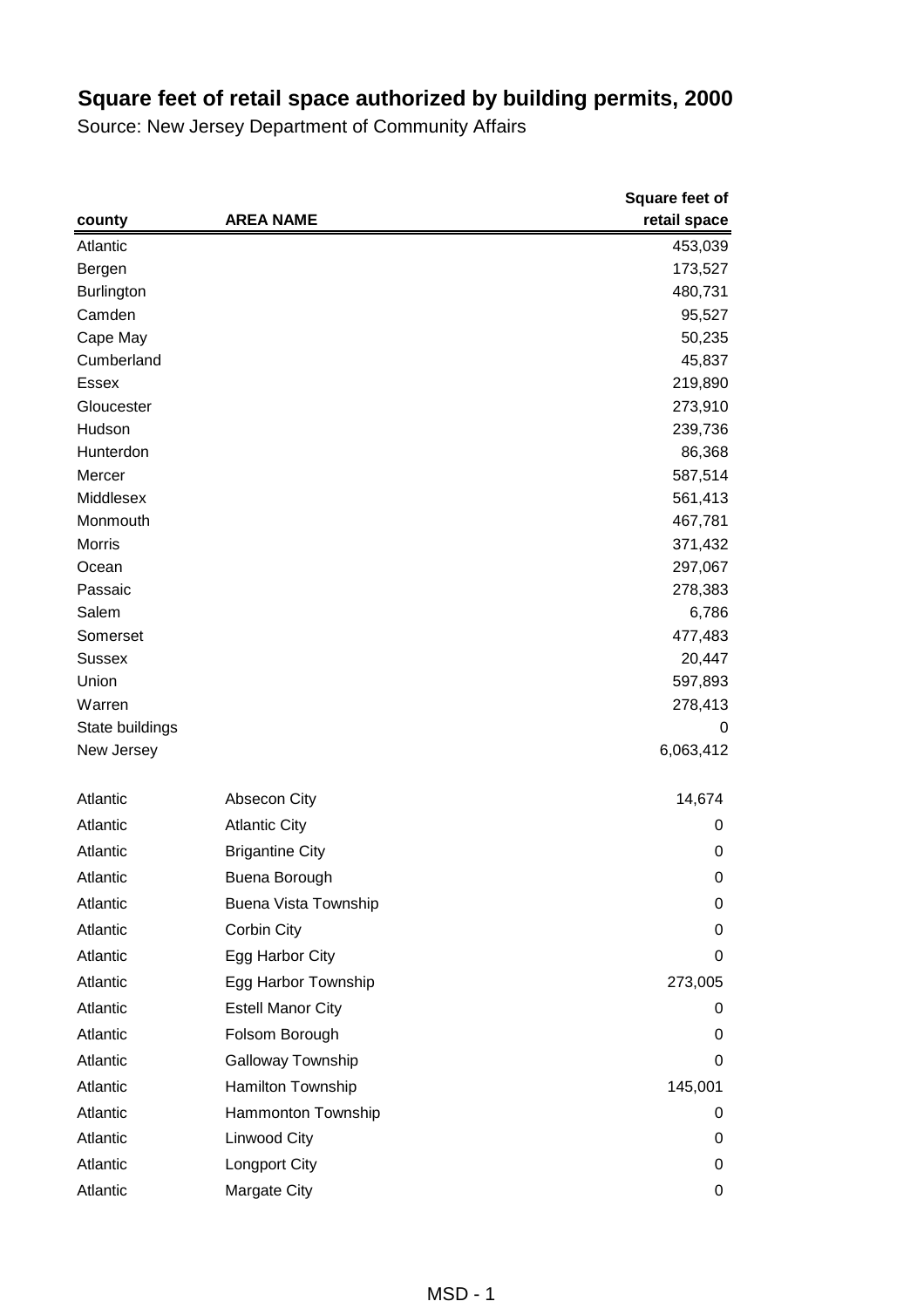# Square feet of retail space authorized by building permits, 2000

Source: New Jersey Department of Community Affairs

| county | AREA NAME | Square feet of retail space |
|---|---|---|
| Atlantic | | 453,039 |
| Bergen | | 173,527 |
| Burlington | | 480,731 |
| Camden | | 95,527 |
| Cape May | | 50,235 |
| Cumberland | | 45,837 |
| Essex | | 219,890 |
| Gloucester | | 273,910 |
| Hudson | | 239,736 |
| Hunterdon | | 86,368 |
| Mercer | | 587,514 |
| Middlesex | | 561,413 |
| Monmouth | | 467,781 |
| Morris | | 371,432 |
| Ocean | | 297,067 |
| Passaic | | 278,383 |
| Salem | | 6,786 |
| Somerset | | 477,483 |
| Sussex | | 20,447 |
| Union | | 597,893 |
| Warren | | 278,413 |
| State buildings | | 0 |
| New Jersey | | 6,063,412 |
| | | |
| Atlantic | Absecon City | 14,674 |
| Atlantic | Atlantic City | 0 |
| Atlantic | Brigantine City | 0 |
| Atlantic | Buena Borough | 0 |
| Atlantic | Buena Vista Township | 0 |
| Atlantic | Corbin City | 0 |
| Atlantic | Egg Harbor City | 0 |
| Atlantic | Egg Harbor Township | 273,005 |
| Atlantic | Estell Manor City | 0 |
| Atlantic | Folsom Borough | 0 |
| Atlantic | Galloway Township | 0 |
| Atlantic | Hamilton Township | 145,001 |
| Atlantic | Hammonton Township | 0 |
| Atlantic | Linwood City | 0 |
| Atlantic | Longport City | 0 |
| Atlantic | Margate City | 0 |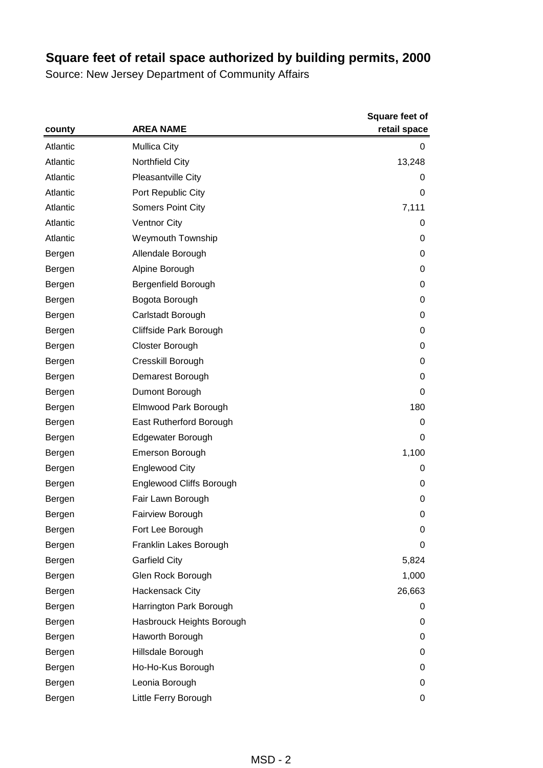## Square feet of retail space authorized by building permits, 2000

Source: New Jersey Department of Community Affairs

| county | AREA NAME | Square feet of retail space |
|---|---|---|
| Atlantic | Mullica City | 0 |
| Atlantic | Northfield City | 13,248 |
| Atlantic | Pleasantville City | 0 |
| Atlantic | Port Republic City | 0 |
| Atlantic | Somers Point City | 7,111 |
| Atlantic | Ventnor City | 0 |
| Atlantic | Weymouth Township | 0 |
| Bergen | Allendale Borough | 0 |
| Bergen | Alpine Borough | 0 |
| Bergen | Bergenfield Borough | 0 |
| Bergen | Bogota Borough | 0 |
| Bergen | Carlstadt Borough | 0 |
| Bergen | Cliffside Park Borough | 0 |
| Bergen | Closter Borough | 0 |
| Bergen | Cresskill Borough | 0 |
| Bergen | Demarest Borough | 0 |
| Bergen | Dumont Borough | 0 |
| Bergen | Elmwood Park Borough | 180 |
| Bergen | East Rutherford Borough | 0 |
| Bergen | Edgewater Borough | 0 |
| Bergen | Emerson Borough | 1,100 |
| Bergen | Englewood City | 0 |
| Bergen | Englewood Cliffs Borough | 0 |
| Bergen | Fair Lawn Borough | 0 |
| Bergen | Fairview Borough | 0 |
| Bergen | Fort Lee Borough | 0 |
| Bergen | Franklin Lakes Borough | 0 |
| Bergen | Garfield City | 5,824 |
| Bergen | Glen Rock Borough | 1,000 |
| Bergen | Hackensack City | 26,663 |
| Bergen | Harrington Park Borough | 0 |
| Bergen | Hasbrouck Heights Borough | 0 |
| Bergen | Haworth Borough | 0 |
| Bergen | Hillsdale Borough | 0 |
| Bergen | Ho-Ho-Kus Borough | 0 |
| Bergen | Leonia Borough | 0 |
| Bergen | Little Ferry Borough | 0 |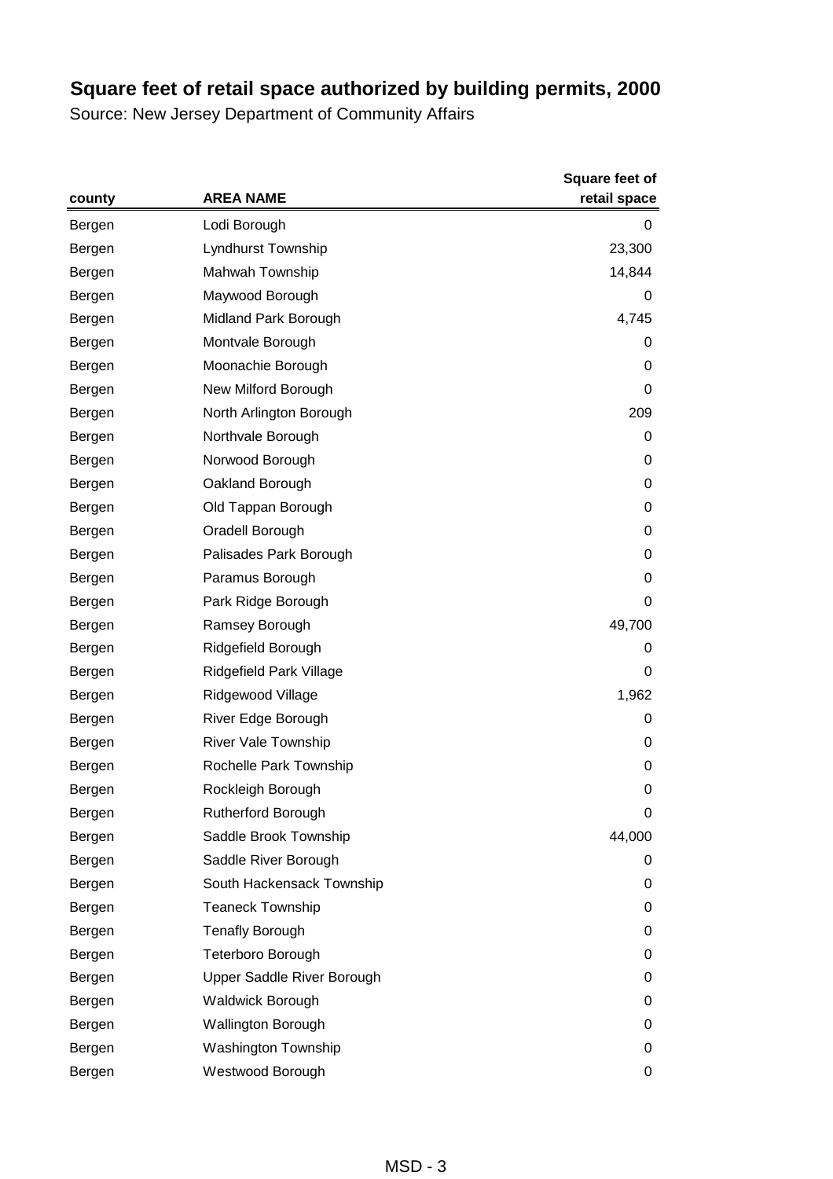# Square feet of retail space authorized by building permits, 2000

Source: New Jersey Department of Community Affairs

| county | AREA NAME | Square feet of retail space |
|---|---|---|
| Bergen | Lodi Borough | 0 |
| Bergen | Lyndhurst Township | 23,300 |
| Bergen | Mahwah Township | 14,844 |
| Bergen | Maywood Borough | 0 |
| Bergen | Midland Park Borough | 4,745 |
| Bergen | Montvale Borough | 0 |
| Bergen | Moonachie Borough | 0 |
| Bergen | New Milford Borough | 0 |
| Bergen | North Arlington Borough | 209 |
| Bergen | Northvale Borough | 0 |
| Bergen | Norwood Borough | 0 |
| Bergen | Oakland Borough | 0 |
| Bergen | Old Tappan Borough | 0 |
| Bergen | Oradell Borough | 0 |
| Bergen | Palisades Park Borough | 0 |
| Bergen | Paramus Borough | 0 |
| Bergen | Park Ridge Borough | 0 |
| Bergen | Ramsey Borough | 49,700 |
| Bergen | Ridgefield Borough | 0 |
| Bergen | Ridgefield Park Village | 0 |
| Bergen | Ridgewood Village | 1,962 |
| Bergen | River Edge Borough | 0 |
| Bergen | River Vale Township | 0 |
| Bergen | Rochelle Park Township | 0 |
| Bergen | Rockleigh Borough | 0 |
| Bergen | Rutherford Borough | 0 |
| Bergen | Saddle Brook Township | 44,000 |
| Bergen | Saddle River Borough | 0 |
| Bergen | South Hackensack Township | 0 |
| Bergen | Teaneck Township | 0 |
| Bergen | Tenafly Borough | 0 |
| Bergen | Teterboro Borough | 0 |
| Bergen | Upper Saddle River Borough | 0 |
| Bergen | Waldwick Borough | 0 |
| Bergen | Wallington Borough | 0 |
| Bergen | Washington Township | 0 |
| Bergen | Westwood Borough | 0 |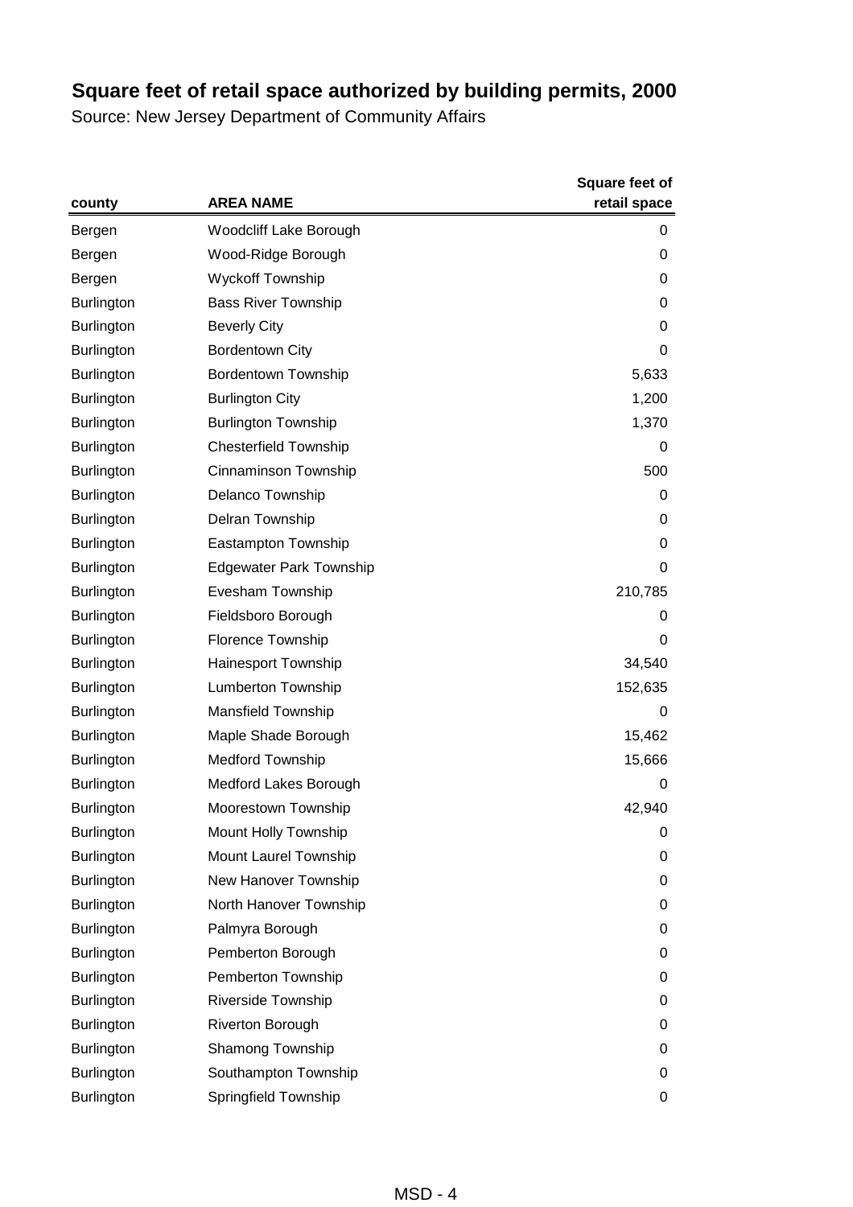# Square feet of retail space authorized by building permits, 2000

Source: New Jersey Department of Community Affairs

| county | AREA NAME | Square feet of retail space |
|---|---|---|
| Bergen | Woodcliff Lake Borough | 0 |
| Bergen | Wood-Ridge Borough | 0 |
| Bergen | Wyckoff Township | 0 |
| Burlington | Bass River Township | 0 |
| Burlington | Beverly City | 0 |
| Burlington | Bordentown City | 0 |
| Burlington | Bordentown Township | 5,633 |
| Burlington | Burlington City | 1,200 |
| Burlington | Burlington Township | 1,370 |
| Burlington | Chesterfield Township | 0 |
| Burlington | Cinnaminson Township | 500 |
| Burlington | Delanco Township | 0 |
| Burlington | Delran Township | 0 |
| Burlington | Eastampton Township | 0 |
| Burlington | Edgewater Park Township | 0 |
| Burlington | Evesham Township | 210,785 |
| Burlington | Fieldsboro Borough | 0 |
| Burlington | Florence Township | 0 |
| Burlington | Hainesport Township | 34,540 |
| Burlington | Lumberton Township | 152,635 |
| Burlington | Mansfield Township | 0 |
| Burlington | Maple Shade Borough | 15,462 |
| Burlington | Medford Township | 15,666 |
| Burlington | Medford Lakes Borough | 0 |
| Burlington | Moorestown Township | 42,940 |
| Burlington | Mount Holly Township | 0 |
| Burlington | Mount Laurel Township | 0 |
| Burlington | New Hanover Township | 0 |
| Burlington | North Hanover Township | 0 |
| Burlington | Palmyra Borough | 0 |
| Burlington | Pemberton Borough | 0 |
| Burlington | Pemberton Township | 0 |
| Burlington | Riverside Township | 0 |
| Burlington | Riverton Borough | 0 |
| Burlington | Shamong Township | 0 |
| Burlington | Southampton Township | 0 |
| Burlington | Springfield Township | 0 |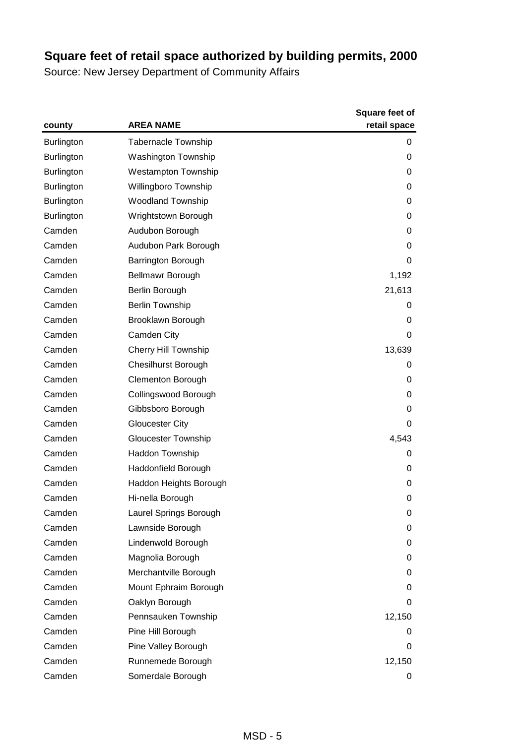## Square feet of retail space authorized by building permits, 2000

Source: New Jersey Department of Community Affairs

| county | AREA NAME | Square feet of retail space |
|---|---|---|
| Burlington | Tabernacle Township | 0 |
| Burlington | Washington Township | 0 |
| Burlington | Westampton Township | 0 |
| Burlington | Willingboro Township | 0 |
| Burlington | Woodland Township | 0 |
| Burlington | Wrightstown Borough | 0 |
| Camden | Audubon Borough | 0 |
| Camden | Audubon Park Borough | 0 |
| Camden | Barrington Borough | 0 |
| Camden | Bellmawr Borough | 1,192 |
| Camden | Berlin Borough | 21,613 |
| Camden | Berlin Township | 0 |
| Camden | Brooklawn Borough | 0 |
| Camden | Camden City | 0 |
| Camden | Cherry Hill Township | 13,639 |
| Camden | Chesilhurst Borough | 0 |
| Camden | Clementon Borough | 0 |
| Camden | Collingswood Borough | 0 |
| Camden | Gibbsboro Borough | 0 |
| Camden | Gloucester City | 0 |
| Camden | Gloucester Township | 4,543 |
| Camden | Haddon Township | 0 |
| Camden | Haddonfield Borough | 0 |
| Camden | Haddon Heights Borough | 0 |
| Camden | Hi-nella Borough | 0 |
| Camden | Laurel Springs Borough | 0 |
| Camden | Lawnside Borough | 0 |
| Camden | Lindenwold Borough | 0 |
| Camden | Magnolia Borough | 0 |
| Camden | Merchantville Borough | 0 |
| Camden | Mount Ephraim Borough | 0 |
| Camden | Oaklyn Borough | 0 |
| Camden | Pennsauken Township | 12,150 |
| Camden | Pine Hill Borough | 0 |
| Camden | Pine Valley Borough | 0 |
| Camden | Runnemede Borough | 12,150 |
| Camden | Somerdale Borough | 0 |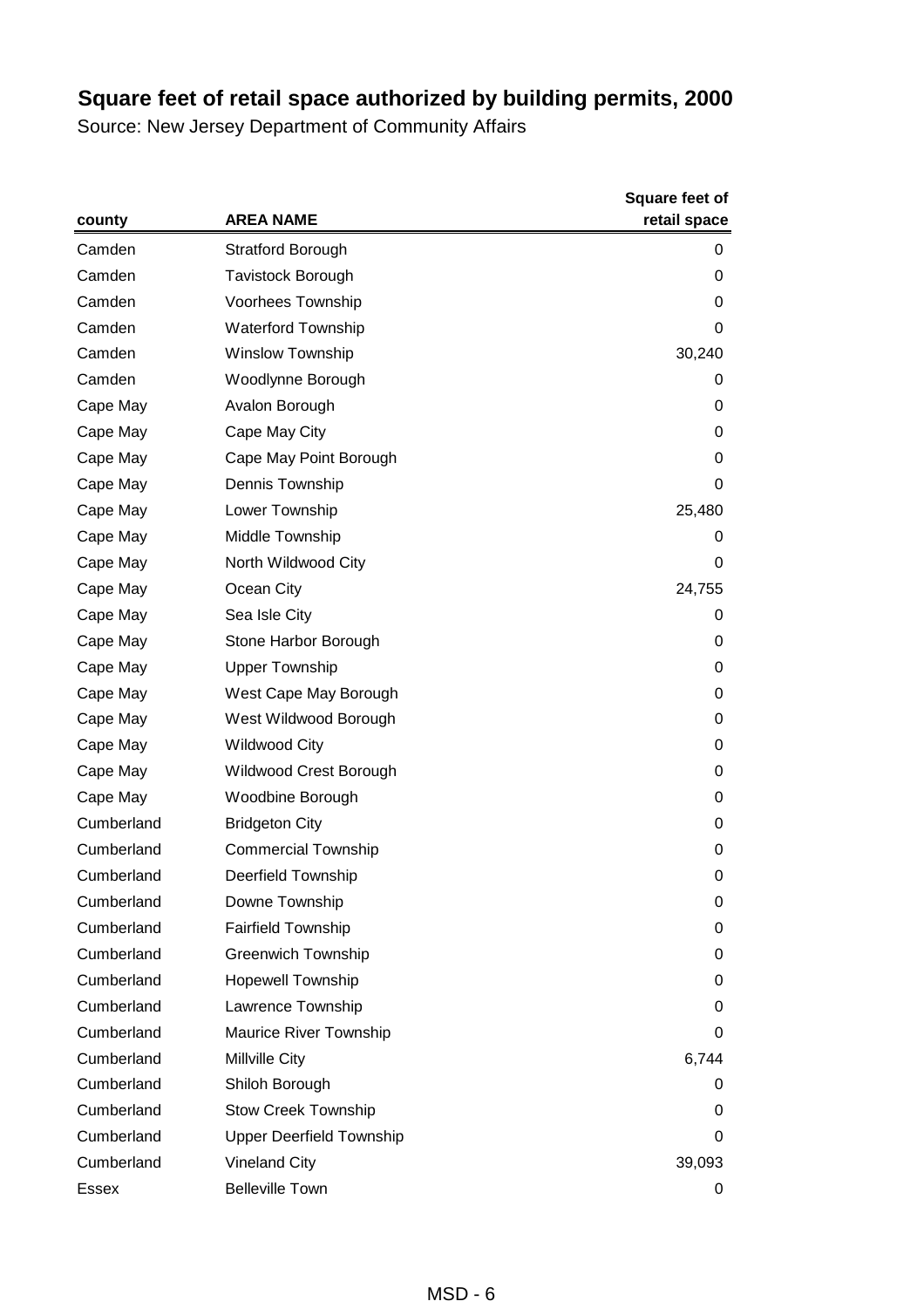# Square feet of retail space authorized by building permits, 2000

Source: New Jersey Department of Community Affairs

| county | AREA NAME | Square feet of retail space |
|---|---|---|
| Camden | Stratford Borough | 0 |
| Camden | Tavistock Borough | 0 |
| Camden | Voorhees Township | 0 |
| Camden | Waterford Township | 0 |
| Camden | Winslow Township | 30,240 |
| Camden | Woodlynne Borough | 0 |
| Cape May | Avalon Borough | 0 |
| Cape May | Cape May City | 0 |
| Cape May | Cape May Point Borough | 0 |
| Cape May | Dennis Township | 0 |
| Cape May | Lower Township | 25,480 |
| Cape May | Middle Township | 0 |
| Cape May | North Wildwood City | 0 |
| Cape May | Ocean City | 24,755 |
| Cape May | Sea Isle City | 0 |
| Cape May | Stone Harbor Borough | 0 |
| Cape May | Upper Township | 0 |
| Cape May | West Cape May Borough | 0 |
| Cape May | West Wildwood Borough | 0 |
| Cape May | Wildwood City | 0 |
| Cape May | Wildwood Crest Borough | 0 |
| Cape May | Woodbine Borough | 0 |
| Cumberland | Bridgeton City | 0 |
| Cumberland | Commercial Township | 0 |
| Cumberland | Deerfield Township | 0 |
| Cumberland | Downe Township | 0 |
| Cumberland | Fairfield Township | 0 |
| Cumberland | Greenwich Township | 0 |
| Cumberland | Hopewell Township | 0 |
| Cumberland | Lawrence Township | 0 |
| Cumberland | Maurice River Township | 0 |
| Cumberland | Millville City | 6,744 |
| Cumberland | Shiloh Borough | 0 |
| Cumberland | Stow Creek Township | 0 |
| Cumberland | Upper Deerfield Township | 0 |
| Cumberland | Vineland City | 39,093 |
| Essex | Belleville Town | 0 |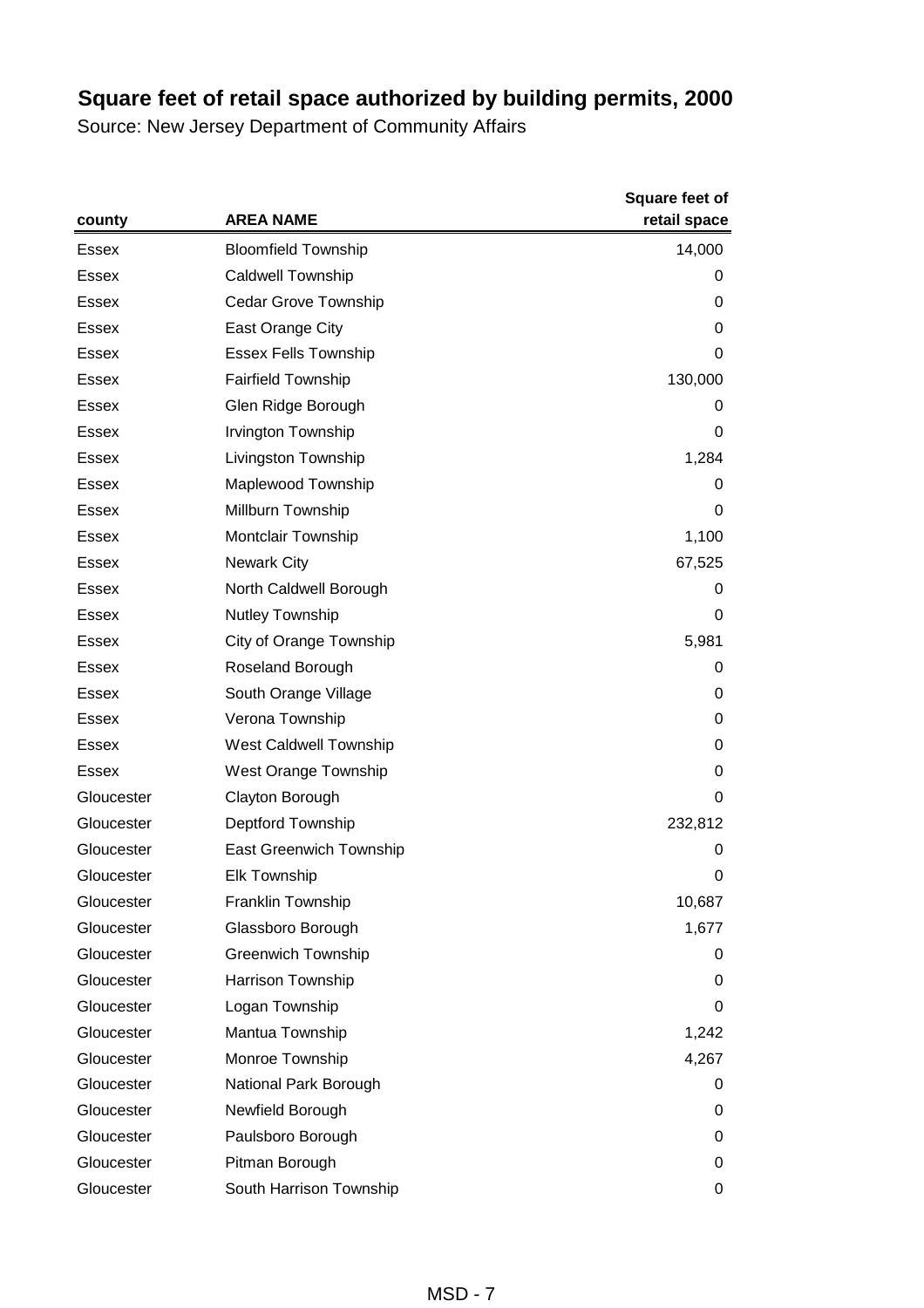# Square feet of retail space authorized by building permits, 2000

Source: New Jersey Department of Community Affairs

| county | AREA NAME | Square feet of retail space |
|---|---|---|
| Essex | Bloomfield Township | 14,000 |
| Essex | Caldwell Township | 0 |
| Essex | Cedar Grove Township | 0 |
| Essex | East Orange City | 0 |
| Essex | Essex Fells Township | 0 |
| Essex | Fairfield Township | 130,000 |
| Essex | Glen Ridge Borough | 0 |
| Essex | Irvington Township | 0 |
| Essex | Livingston Township | 1,284 |
| Essex | Maplewood Township | 0 |
| Essex | Millburn Township | 0 |
| Essex | Montclair Township | 1,100 |
| Essex | Newark City | 67,525 |
| Essex | North Caldwell Borough | 0 |
| Essex | Nutley Township | 0 |
| Essex | City of Orange Township | 5,981 |
| Essex | Roseland Borough | 0 |
| Essex | South Orange Village | 0 |
| Essex | Verona Township | 0 |
| Essex | West Caldwell Township | 0 |
| Essex | West Orange Township | 0 |
| Gloucester | Clayton Borough | 0 |
| Gloucester | Deptford Township | 232,812 |
| Gloucester | East Greenwich Township | 0 |
| Gloucester | Elk Township | 0 |
| Gloucester | Franklin Township | 10,687 |
| Gloucester | Glassboro Borough | 1,677 |
| Gloucester | Greenwich Township | 0 |
| Gloucester | Harrison Township | 0 |
| Gloucester | Logan Township | 0 |
| Gloucester | Mantua Township | 1,242 |
| Gloucester | Monroe Township | 4,267 |
| Gloucester | National Park Borough | 0 |
| Gloucester | Newfield Borough | 0 |
| Gloucester | Paulsboro Borough | 0 |
| Gloucester | Pitman Borough | 0 |
| Gloucester | South Harrison Township | 0 |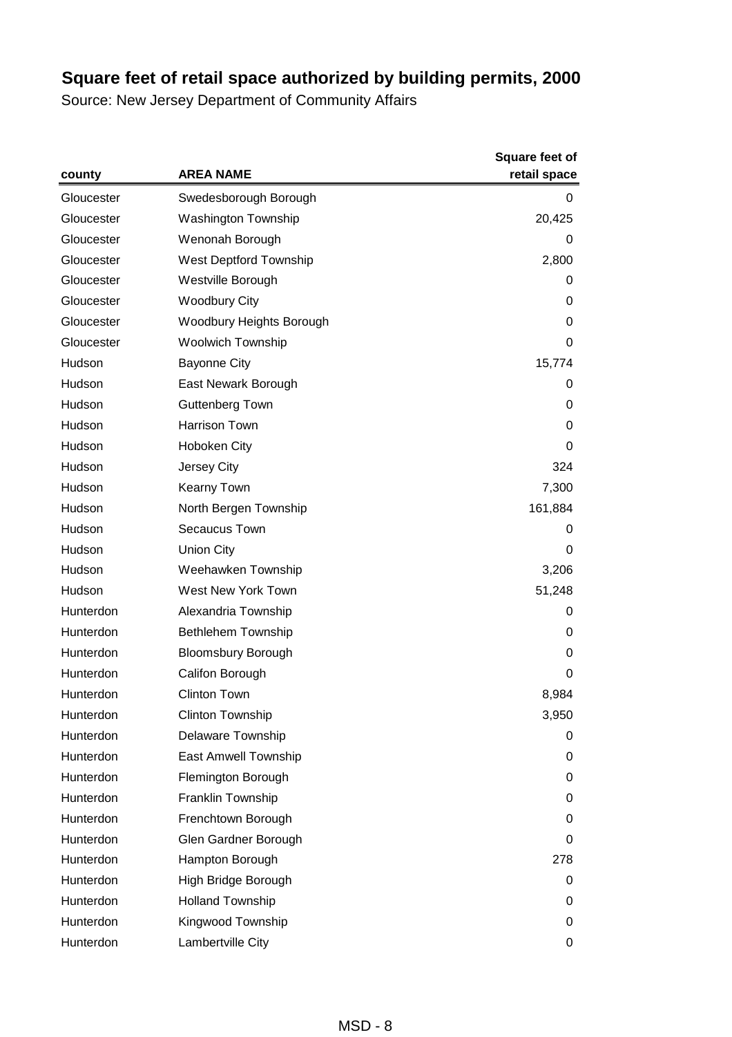## Square feet of retail space authorized by building permits, 2000

Source: New Jersey Department of Community Affairs

| county | AREA NAME | Square feet of retail space |
|---|---|---|
| Gloucester | Swedesborough Borough | 0 |
| Gloucester | Washington Township | 20,425 |
| Gloucester | Wenonah Borough | 0 |
| Gloucester | West Deptford Township | 2,800 |
| Gloucester | Westville Borough | 0 |
| Gloucester | Woodbury City | 0 |
| Gloucester | Woodbury Heights Borough | 0 |
| Gloucester | Woolwich Township | 0 |
| Hudson | Bayonne City | 15,774 |
| Hudson | East Newark Borough | 0 |
| Hudson | Guttenberg Town | 0 |
| Hudson | Harrison Town | 0 |
| Hudson | Hoboken City | 0 |
| Hudson | Jersey City | 324 |
| Hudson | Kearny Town | 7,300 |
| Hudson | North Bergen Township | 161,884 |
| Hudson | Secaucus Town | 0 |
| Hudson | Union City | 0 |
| Hudson | Weehawken Township | 3,206 |
| Hudson | West New York Town | 51,248 |
| Hunterdon | Alexandria Township | 0 |
| Hunterdon | Bethlehem Township | 0 |
| Hunterdon | Bloomsbury Borough | 0 |
| Hunterdon | Califon Borough | 0 |
| Hunterdon | Clinton Town | 8,984 |
| Hunterdon | Clinton Township | 3,950 |
| Hunterdon | Delaware Township | 0 |
| Hunterdon | East Amwell Township | 0 |
| Hunterdon | Flemington Borough | 0 |
| Hunterdon | Franklin Township | 0 |
| Hunterdon | Frenchtown Borough | 0 |
| Hunterdon | Glen Gardner Borough | 0 |
| Hunterdon | Hampton Borough | 278 |
| Hunterdon | High Bridge Borough | 0 |
| Hunterdon | Holland Township | 0 |
| Hunterdon | Kingwood Township | 0 |
| Hunterdon | Lambertville City | 0 |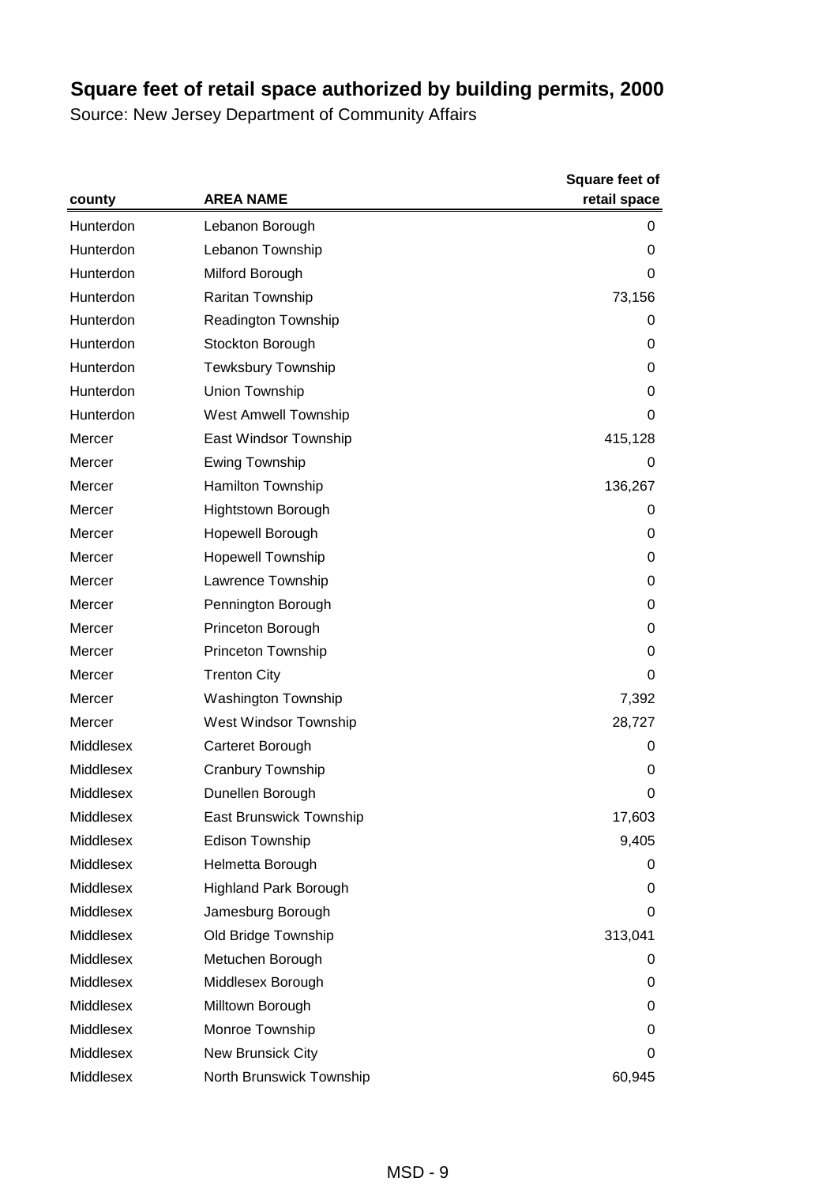# Square feet of retail space authorized by building permits, 2000

Source: New Jersey Department of Community Affairs

| county | AREA NAME | Square feet of retail space |
|---|---|---|
| Hunterdon | Lebanon Borough | 0 |
| Hunterdon | Lebanon Township | 0 |
| Hunterdon | Milford Borough | 0 |
| Hunterdon | Raritan Township | 73,156 |
| Hunterdon | Readington Township | 0 |
| Hunterdon | Stockton Borough | 0 |
| Hunterdon | Tewksbury Township | 0 |
| Hunterdon | Union Township | 0 |
| Hunterdon | West Amwell Township | 0 |
| Mercer | East Windsor Township | 415,128 |
| Mercer | Ewing Township | 0 |
| Mercer | Hamilton Township | 136,267 |
| Mercer | Hightstown Borough | 0 |
| Mercer | Hopewell Borough | 0 |
| Mercer | Hopewell Township | 0 |
| Mercer | Lawrence Township | 0 |
| Mercer | Pennington Borough | 0 |
| Mercer | Princeton Borough | 0 |
| Mercer | Princeton Township | 0 |
| Mercer | Trenton City | 0 |
| Mercer | Washington Township | 7,392 |
| Mercer | West Windsor Township | 28,727 |
| Middlesex | Carteret Borough | 0 |
| Middlesex | Cranbury Township | 0 |
| Middlesex | Dunellen Borough | 0 |
| Middlesex | East Brunswick Township | 17,603 |
| Middlesex | Edison Township | 9,405 |
| Middlesex | Helmetta Borough | 0 |
| Middlesex | Highland Park Borough | 0 |
| Middlesex | Jamesburg Borough | 0 |
| Middlesex | Old Bridge Township | 313,041 |
| Middlesex | Metuchen Borough | 0 |
| Middlesex | Middlesex Borough | 0 |
| Middlesex | Milltown Borough | 0 |
| Middlesex | Monroe Township | 0 |
| Middlesex | New Brunsick City | 0 |
| Middlesex | North Brunswick Township | 60,945 |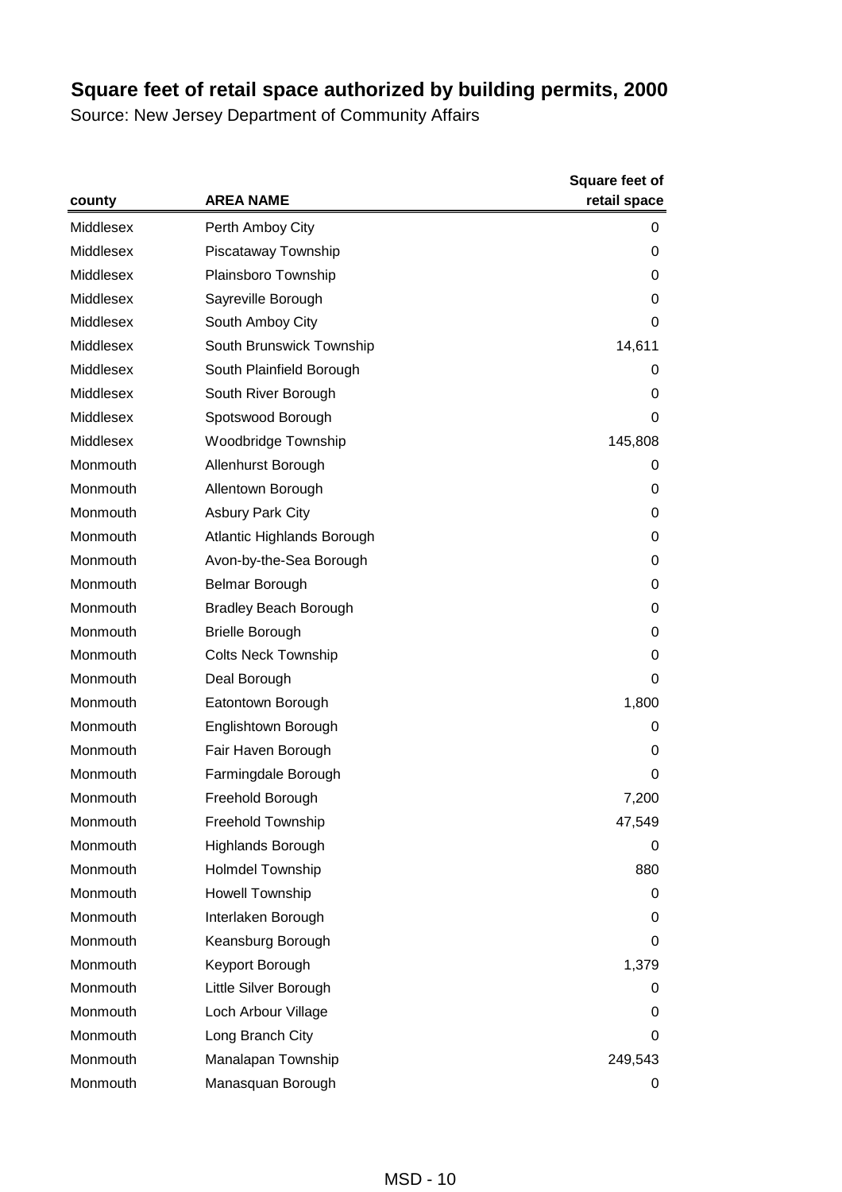# Square feet of retail space authorized by building permits, 2000

Source: New Jersey Department of Community Affairs

| county | AREA NAME | Square feet of retail space |
|---|---|---|
| Middlesex | Perth Amboy City | 0 |
| Middlesex | Piscataway Township | 0 |
| Middlesex | Plainsboro Township | 0 |
| Middlesex | Sayreville Borough | 0 |
| Middlesex | South Amboy City | 0 |
| Middlesex | South Brunswick Township | 14,611 |
| Middlesex | South Plainfield Borough | 0 |
| Middlesex | South River Borough | 0 |
| Middlesex | Spotswood Borough | 0 |
| Middlesex | Woodbridge Township | 145,808 |
| Monmouth | Allenhurst Borough | 0 |
| Monmouth | Allentown Borough | 0 |
| Monmouth | Asbury Park City | 0 |
| Monmouth | Atlantic Highlands Borough | 0 |
| Monmouth | Avon-by-the-Sea Borough | 0 |
| Monmouth | Belmar Borough | 0 |
| Monmouth | Bradley Beach Borough | 0 |
| Monmouth | Brielle Borough | 0 |
| Monmouth | Colts Neck Township | 0 |
| Monmouth | Deal Borough | 0 |
| Monmouth | Eatontown Borough | 1,800 |
| Monmouth | Englishtown Borough | 0 |
| Monmouth | Fair Haven Borough | 0 |
| Monmouth | Farmingdale Borough | 0 |
| Monmouth | Freehold Borough | 7,200 |
| Monmouth | Freehold Township | 47,549 |
| Monmouth | Highlands Borough | 0 |
| Monmouth | Holmdel Township | 880 |
| Monmouth | Howell Township | 0 |
| Monmouth | Interlaken Borough | 0 |
| Monmouth | Keansburg Borough | 0 |
| Monmouth | Keyport Borough | 1,379 |
| Monmouth | Little Silver Borough | 0 |
| Monmouth | Loch Arbour Village | 0 |
| Monmouth | Long Branch City | 0 |
| Monmouth | Manalapan Township | 249,543 |
| Monmouth | Manasquan Borough | 0 |

MSD - 10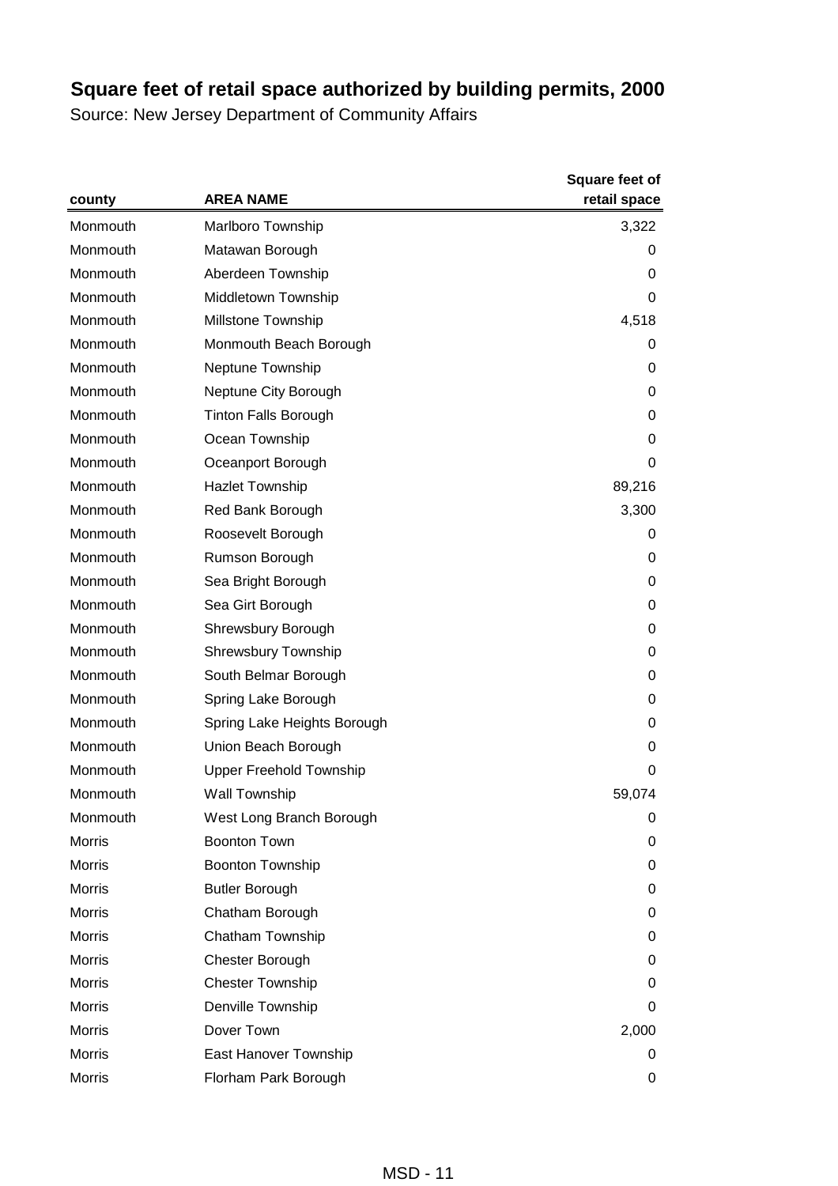# Square feet of retail space authorized by building permits, 2000

Source: New Jersey Department of Community Affairs

| county | AREA NAME | Square feet of retail space |
|---|---|---|
| Monmouth | Marlboro Township | 3,322 |
| Monmouth | Matawan Borough | 0 |
| Monmouth | Aberdeen Township | 0 |
| Monmouth | Middletown Township | 0 |
| Monmouth | Millstone Township | 4,518 |
| Monmouth | Monmouth Beach Borough | 0 |
| Monmouth | Neptune Township | 0 |
| Monmouth | Neptune City Borough | 0 |
| Monmouth | Tinton Falls Borough | 0 |
| Monmouth | Ocean Township | 0 |
| Monmouth | Oceanport Borough | 0 |
| Monmouth | Hazlet Township | 89,216 |
| Monmouth | Red Bank Borough | 3,300 |
| Monmouth | Roosevelt Borough | 0 |
| Monmouth | Rumson Borough | 0 |
| Monmouth | Sea Bright Borough | 0 |
| Monmouth | Sea Girt Borough | 0 |
| Monmouth | Shrewsbury Borough | 0 |
| Monmouth | Shrewsbury Township | 0 |
| Monmouth | South Belmar Borough | 0 |
| Monmouth | Spring Lake Borough | 0 |
| Monmouth | Spring Lake Heights Borough | 0 |
| Monmouth | Union Beach Borough | 0 |
| Monmouth | Upper Freehold Township | 0 |
| Monmouth | Wall Township | 59,074 |
| Monmouth | West Long Branch Borough | 0 |
| Morris | Boonton Town | 0 |
| Morris | Boonton Township | 0 |
| Morris | Butler Borough | 0 |
| Morris | Chatham Borough | 0 |
| Morris | Chatham Township | 0 |
| Morris | Chester Borough | 0 |
| Morris | Chester Township | 0 |
| Morris | Denville Township | 0 |
| Morris | Dover Town | 2,000 |
| Morris | East Hanover Township | 0 |
| Morris | Florham Park Borough | 0 |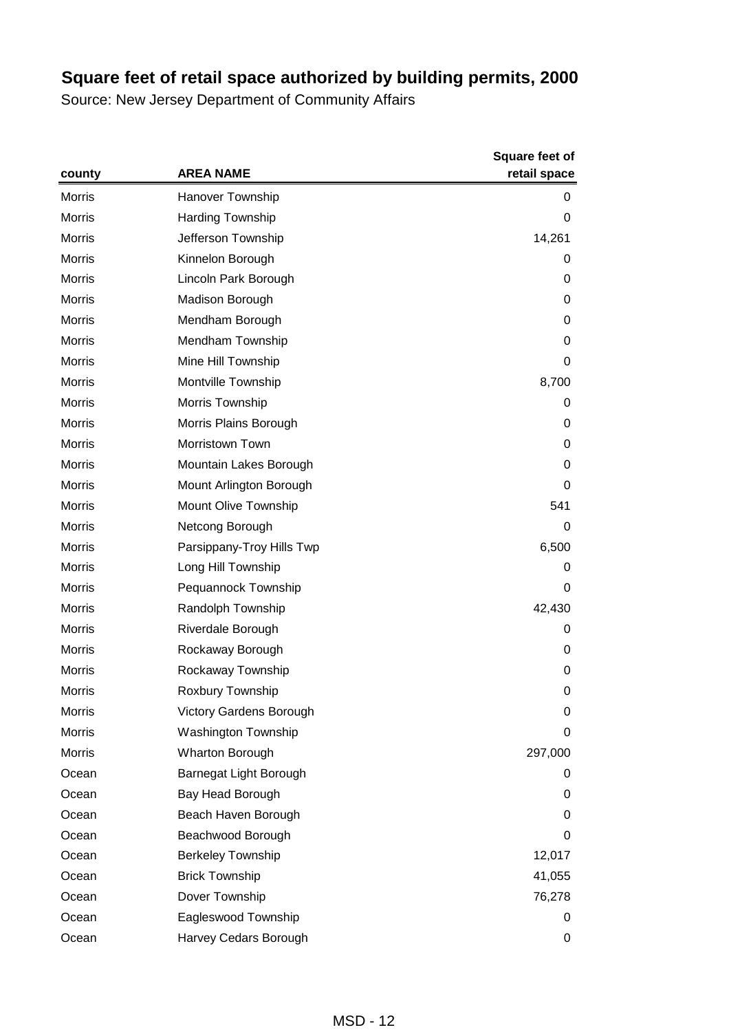# Square feet of retail space authorized by building permits, 2000

Source: New Jersey Department of Community Affairs

| county | AREA NAME | Square feet of retail space |
|---|---|---|
| Morris | Hanover Township | 0 |
| Morris | Harding Township | 0 |
| Morris | Jefferson Township | 14,261 |
| Morris | Kinnelon Borough | 0 |
| Morris | Lincoln Park Borough | 0 |
| Morris | Madison Borough | 0 |
| Morris | Mendham Borough | 0 |
| Morris | Mendham Township | 0 |
| Morris | Mine Hill Township | 0 |
| Morris | Montville Township | 8,700 |
| Morris | Morris Township | 0 |
| Morris | Morris Plains Borough | 0 |
| Morris | Morristown Town | 0 |
| Morris | Mountain Lakes Borough | 0 |
| Morris | Mount Arlington Borough | 0 |
| Morris | Mount Olive Township | 541 |
| Morris | Netcong Borough | 0 |
| Morris | Parsippany-Troy Hills Twp | 6,500 |
| Morris | Long Hill Township | 0 |
| Morris | Pequannock Township | 0 |
| Morris | Randolph Township | 42,430 |
| Morris | Riverdale Borough | 0 |
| Morris | Rockaway Borough | 0 |
| Morris | Rockaway Township | 0 |
| Morris | Roxbury Township | 0 |
| Morris | Victory Gardens Borough | 0 |
| Morris | Washington Township | 0 |
| Morris | Wharton Borough | 297,000 |
| Ocean | Barnegat Light Borough | 0 |
| Ocean | Bay Head Borough | 0 |
| Ocean | Beach Haven Borough | 0 |
| Ocean | Beachwood Borough | 0 |
| Ocean | Berkeley Township | 12,017 |
| Ocean | Brick Township | 41,055 |
| Ocean | Dover Township | 76,278 |
| Ocean | Eagleswood Township | 0 |
| Ocean | Harvey Cedars Borough | 0 |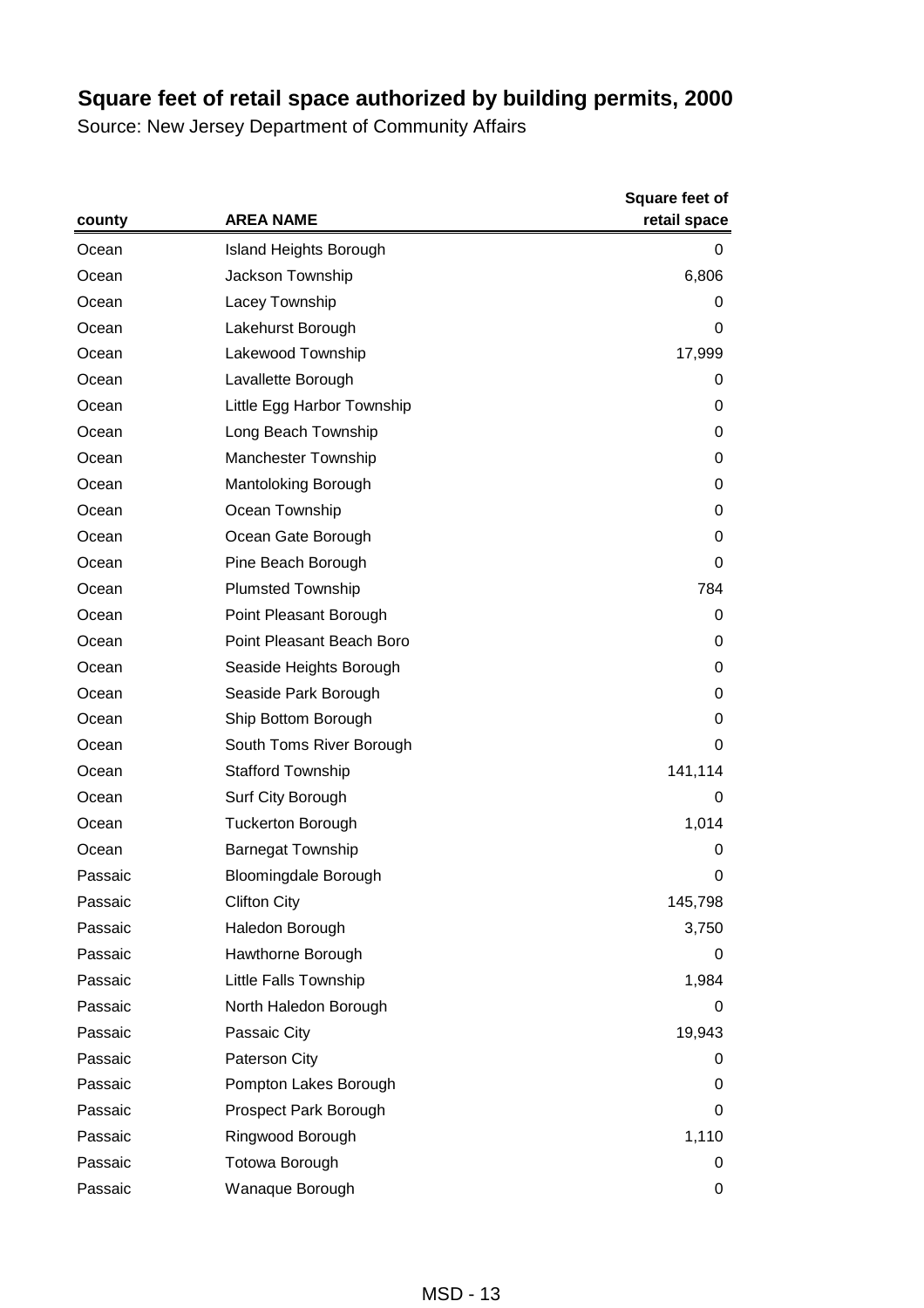# Square feet of retail space authorized by building permits, 2000

Source: New Jersey Department of Community Affairs

| county | AREA NAME | Square feet of retail space |
|---|---|---|
| Ocean | Island Heights Borough | 0 |
| Ocean | Jackson Township | 6,806 |
| Ocean | Lacey Township | 0 |
| Ocean | Lakehurst Borough | 0 |
| Ocean | Lakewood Township | 17,999 |
| Ocean | Lavallette Borough | 0 |
| Ocean | Little Egg Harbor Township | 0 |
| Ocean | Long Beach Township | 0 |
| Ocean | Manchester Township | 0 |
| Ocean | Mantoloking Borough | 0 |
| Ocean | Ocean Township | 0 |
| Ocean | Ocean Gate Borough | 0 |
| Ocean | Pine Beach Borough | 0 |
| Ocean | Plumsted Township | 784 |
| Ocean | Point Pleasant Borough | 0 |
| Ocean | Point Pleasant Beach Boro | 0 |
| Ocean | Seaside Heights Borough | 0 |
| Ocean | Seaside Park Borough | 0 |
| Ocean | Ship Bottom Borough | 0 |
| Ocean | South Toms River Borough | 0 |
| Ocean | Stafford Township | 141,114 |
| Ocean | Surf City Borough | 0 |
| Ocean | Tuckerton Borough | 1,014 |
| Ocean | Barnegat Township | 0 |
| Passaic | Bloomingdale Borough | 0 |
| Passaic | Clifton City | 145,798 |
| Passaic | Haledon Borough | 3,750 |
| Passaic | Hawthorne Borough | 0 |
| Passaic | Little Falls Township | 1,984 |
| Passaic | North Haledon Borough | 0 |
| Passaic | Passaic City | 19,943 |
| Passaic | Paterson City | 0 |
| Passaic | Pompton Lakes Borough | 0 |
| Passaic | Prospect Park Borough | 0 |
| Passaic | Ringwood Borough | 1,110 |
| Passaic | Totowa Borough | 0 |
| Passaic | Wanaque Borough | 0 |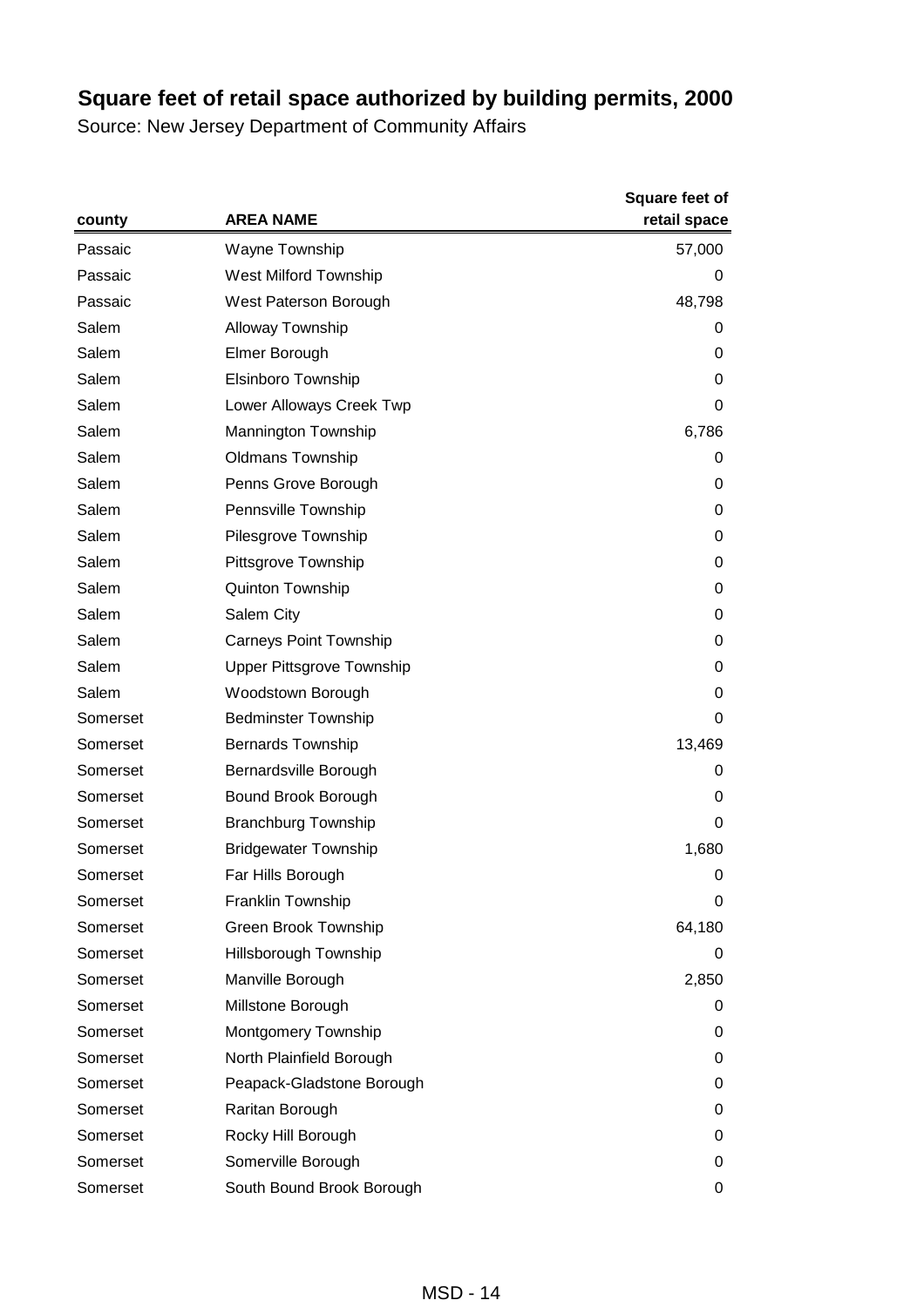# Square feet of retail space authorized by building permits, 2000

Source: New Jersey Department of Community Affairs

| county | AREA NAME | Square feet of retail space |
|---|---|---|
| Passaic | Wayne Township | 57,000 |
| Passaic | West Milford Township | 0 |
| Passaic | West Paterson Borough | 48,798 |
| Salem | Alloway Township | 0 |
| Salem | Elmer Borough | 0 |
| Salem | Elsinboro Township | 0 |
| Salem | Lower Alloways Creek Twp | 0 |
| Salem | Mannington Township | 6,786 |
| Salem | Oldmans Township | 0 |
| Salem | Penns Grove Borough | 0 |
| Salem | Pennsville Township | 0 |
| Salem | Pilesgrove Township | 0 |
| Salem | Pittsgrove Township | 0 |
| Salem | Quinton Township | 0 |
| Salem | Salem City | 0 |
| Salem | Carneys Point Township | 0 |
| Salem | Upper Pittsgrove Township | 0 |
| Salem | Woodstown Borough | 0 |
| Somerset | Bedminster Township | 0 |
| Somerset | Bernards Township | 13,469 |
| Somerset | Bernardsville Borough | 0 |
| Somerset | Bound Brook Borough | 0 |
| Somerset | Branchburg Township | 0 |
| Somerset | Bridgewater Township | 1,680 |
| Somerset | Far Hills Borough | 0 |
| Somerset | Franklin Township | 0 |
| Somerset | Green Brook Township | 64,180 |
| Somerset | Hillsborough Township | 0 |
| Somerset | Manville Borough | 2,850 |
| Somerset | Millstone Borough | 0 |
| Somerset | Montgomery Township | 0 |
| Somerset | North Plainfield Borough | 0 |
| Somerset | Peapack-Gladstone Borough | 0 |
| Somerset | Raritan Borough | 0 |
| Somerset | Rocky Hill Borough | 0 |
| Somerset | Somerville Borough | 0 |
| Somerset | South Bound Brook Borough | 0 |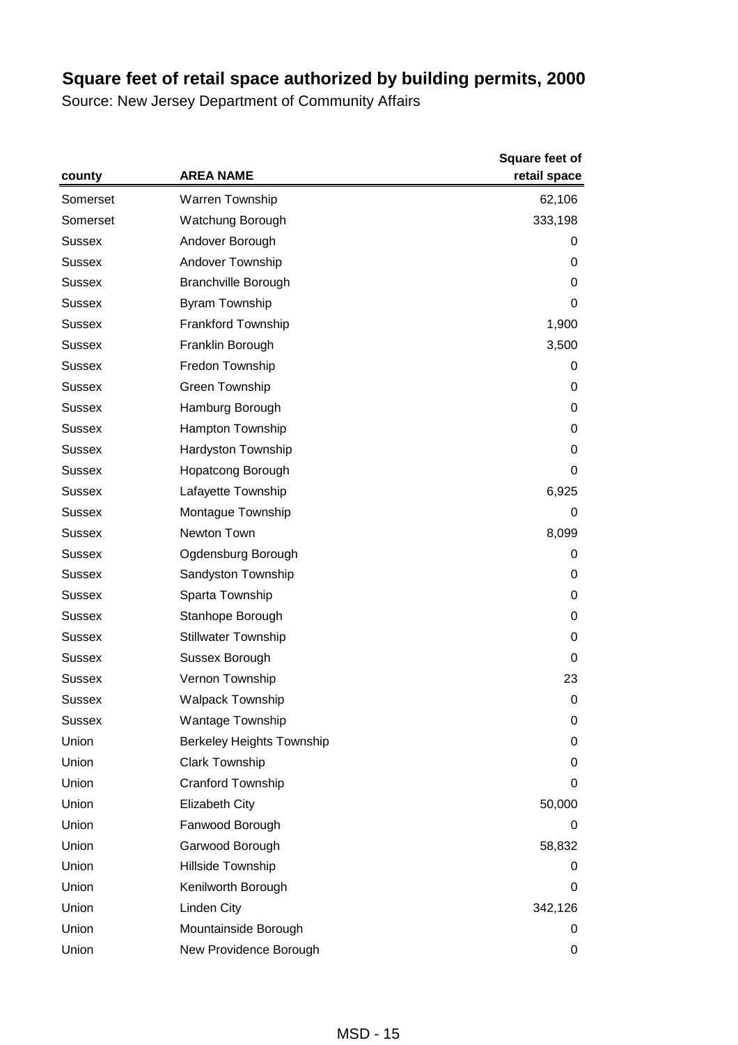## Square feet of retail space authorized by building permits, 2000

Source: New Jersey Department of Community Affairs

| county | AREA NAME | Square feet of retail space |
|---|---|---|
| Somerset | Warren Township | 62,106 |
| Somerset | Watchung Borough | 333,198 |
| Sussex | Andover Borough | 0 |
| Sussex | Andover Township | 0 |
| Sussex | Branchville Borough | 0 |
| Sussex | Byram Township | 0 |
| Sussex | Frankford Township | 1,900 |
| Sussex | Franklin Borough | 3,500 |
| Sussex | Fredon Township | 0 |
| Sussex | Green Township | 0 |
| Sussex | Hamburg Borough | 0 |
| Sussex | Hampton Township | 0 |
| Sussex | Hardyston Township | 0 |
| Sussex | Hopatcong Borough | 0 |
| Sussex | Lafayette Township | 6,925 |
| Sussex | Montague Township | 0 |
| Sussex | Newton Town | 8,099 |
| Sussex | Ogdensburg Borough | 0 |
| Sussex | Sandyston Township | 0 |
| Sussex | Sparta Township | 0 |
| Sussex | Stanhope Borough | 0 |
| Sussex | Stillwater Township | 0 |
| Sussex | Sussex Borough | 0 |
| Sussex | Vernon Township | 23 |
| Sussex | Walpack Township | 0 |
| Sussex | Wantage Township | 0 |
| Union | Berkeley Heights Township | 0 |
| Union | Clark Township | 0 |
| Union | Cranford Township | 0 |
| Union | Elizabeth City | 50,000 |
| Union | Fanwood Borough | 0 |
| Union | Garwood Borough | 58,832 |
| Union | Hillside Township | 0 |
| Union | Kenilworth Borough | 0 |
| Union | Linden City | 342,126 |
| Union | Mountainside Borough | 0 |
| Union | New Providence Borough | 0 |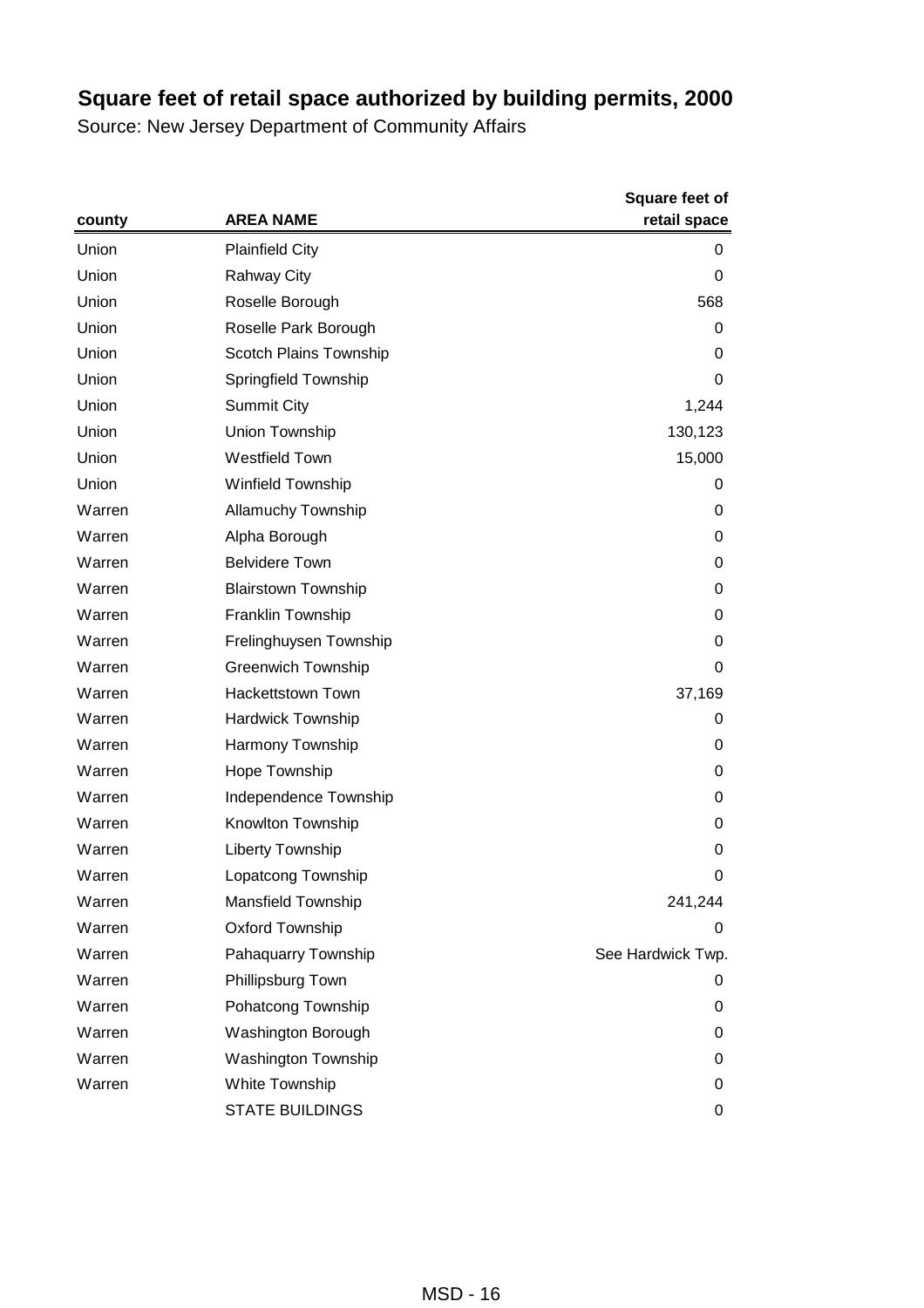## Square feet of retail space authorized by building permits, 2000

Source: New Jersey Department of Community Affairs

| county | AREA NAME | Square feet of retail space |
|---|---|---|
| Union | Plainfield City | 0 |
| Union | Rahway City | 0 |
| Union | Roselle Borough | 568 |
| Union | Roselle Park Borough | 0 |
| Union | Scotch Plains Township | 0 |
| Union | Springfield Township | 0 |
| Union | Summit City | 1,244 |
| Union | Union Township | 130,123 |
| Union | Westfield Town | 15,000 |
| Union | Winfield Township | 0 |
| Warren | Allamuchy Township | 0 |
| Warren | Alpha Borough | 0 |
| Warren | Belvidere Town | 0 |
| Warren | Blairstown Township | 0 |
| Warren | Franklin Township | 0 |
| Warren | Frelinghuysen Township | 0 |
| Warren | Greenwich Township | 0 |
| Warren | Hackettstown Town | 37,169 |
| Warren | Hardwick Township | 0 |
| Warren | Harmony Township | 0 |
| Warren | Hope Township | 0 |
| Warren | Independence Township | 0 |
| Warren | Knowlton Township | 0 |
| Warren | Liberty Township | 0 |
| Warren | Lopatcong Township | 0 |
| Warren | Mansfield Township | 241,244 |
| Warren | Oxford Township | 0 |
| Warren | Pahaquarry Township | See Hardwick Twp. |
| Warren | Phillipsburg Town | 0 |
| Warren | Pohatcong Township | 0 |
| Warren | Washington Borough | 0 |
| Warren | Washington Township | 0 |
| Warren | White Township | 0 |
| | STATE BUILDINGS | 0 |